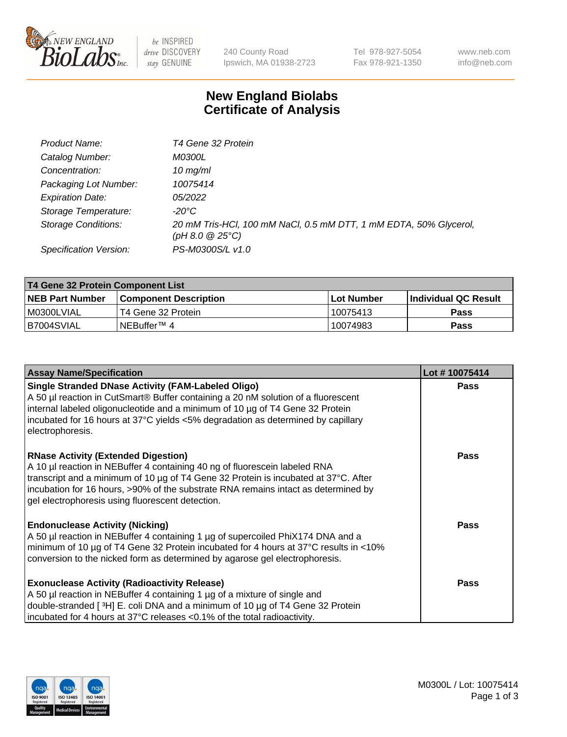240 County Road
Ipswich, MA 01938-2723

Tel 978-927-5054
Fax 978-921-1350

www.neb.com
info@neb.com

# New England Biolabs
# Certificate of Analysis

| | |
|---|---|
| *Product Name:* | *T4 Gene 32 Protein* |
| *Catalog Number:* | *M0300L* |
| *Concentration:* | *10 mg/ml* |
| *Packaging Lot Number:* | *10075414* |
| *Expiration Date:* | *05/2022* |
| *Storage Temperature:* | *-20°C* |
| *Storage Conditions:* | *20 mM Tris-HCl, 100 mM NaCl, 0.5 mM DTT, 1 mM EDTA, 50% Glycerol, (pH 8.0 @ 25°C)* |
| *Specification Version:* | *PS-M0300S/L v1.0* |

| T4 Gene 32 Protein Component List | | | |
|---|---|---|---|
| **NEB Part Number** | **Component Description** | **Lot Number** | **Individual QC Result** |
| M0300LVIAL | T4 Gene 32 Protein | 10075413 | **Pass** |
| B7004SVIAL | NEBuffer™ 4 | 10074983 | **Pass** |

| Assay Name/Specification | Lot # 10075414 |
|---|---|
| **Single Stranded DNase Activity (FAM-Labeled Oligo)**<br>A 50 µl reaction in CutSmart® Buffer containing a 20 nM solution of a fluorescent internal labeled oligonucleotide and a minimum of 10 µg of T4 Gene 32 Protein incubated for 16 hours at 37°C yields <5% degradation as determined by capillary electrophoresis. | **Pass** |
| **RNase Activity (Extended Digestion)**<br>A 10 µl reaction in NEBuffer 4 containing 40 ng of fluorescein labeled RNA transcript and a minimum of 10 µg of T4 Gene 32 Protein is incubated at 37°C. After incubation for 16 hours, >90% of the substrate RNA remains intact as determined by gel electrophoresis using fluorescent detection. | **Pass** |
| **Endonuclease Activity (Nicking)**<br>A 50 µl reaction in NEBuffer 4 containing 1 µg of supercoiled PhiX174 DNA and a minimum of 10 µg of T4 Gene 32 Protein incubated for 4 hours at 37°C results in <10% conversion to the nicked form as determined by agarose gel electrophoresis. | **Pass** |
| **Exonuclease Activity (Radioactivity Release)**<br>A 50 µl reaction in NEBuffer 4 containing 1 µg of a mixture of single and double-stranded [ $^3$H] E. coli DNA and a minimum of 10 µg of T4 Gene 32 Protein incubated for 4 hours at 37°C releases <0.1% of the total radioactivity. | **Pass** |

M0300L / Lot: 10075414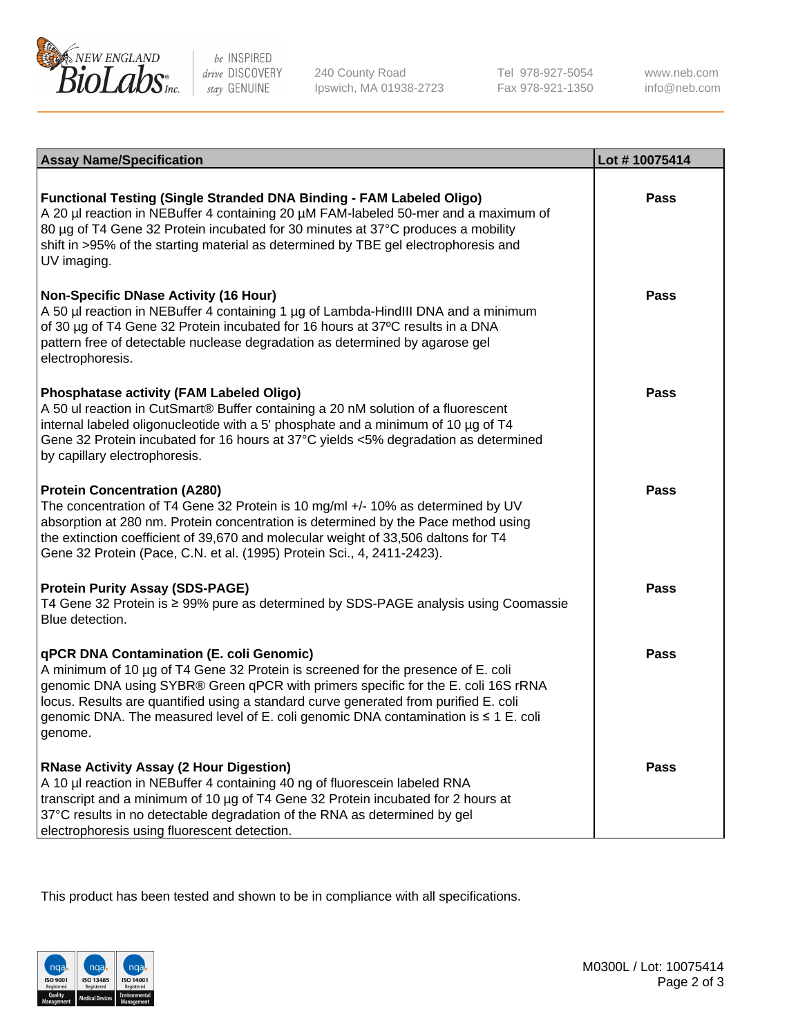| Assay Name/Specification | Lot # 10075414 |
| --- | --- |
| **Functional Testing (Single Stranded DNA Binding - FAM Labeled Oligo)**<br>A 20 µl reaction in NEBuffer 4 containing 20 µM FAM-labeled 50-mer and a maximum of 80 µg of T4 Gene 32 Protein incubated for 30 minutes at 37°C produces a mobility shift in >95% of the starting material as determined by TBE gel electrophoresis and UV imaging. | **Pass** |
| **Non-Specific DNase Activity (16 Hour)**<br>A 50 µl reaction in NEBuffer 4 containing 1 µg of Lambda-HindIII DNA and a minimum of 30 µg of T4 Gene 32 Protein incubated for 16 hours at 37ºC results in a DNA pattern free of detectable nuclease degradation as determined by agarose gel electrophoresis. | **Pass** |
| **Phosphatase activity (FAM Labeled Oligo)**<br>A 50 ul reaction in CutSmart® Buffer containing a 20 nM solution of a fluorescent internal labeled oligonucleotide with a 5' phosphate and a minimum of 10 µg of T4 Gene 32 Protein incubated for 16 hours at 37°C yields <5% degradation as determined by capillary electrophoresis. | **Pass** |
| **Protein Concentration (A280)**<br>The concentration of T4 Gene 32 Protein is 10 mg/ml +/- 10% as determined by UV absorption at 280 nm. Protein concentration is determined by the Pace method using the extinction coefficient of 39,670 and molecular weight of 33,506 daltons for T4 Gene 32 Protein (Pace, C.N. et al. (1995) Protein Sci., 4, 2411-2423). | **Pass** |
| **Protein Purity Assay (SDS-PAGE)**<br>T4 Gene 32 Protein is ≥ 99% pure as determined by SDS-PAGE analysis using Coomassie Blue detection. | **Pass** |
| **qPCR DNA Contamination (E. coli Genomic)**<br>A minimum of 10 µg of T4 Gene 32 Protein is screened for the presence of E. coli genomic DNA using SYBR® Green qPCR with primers specific for the E. coli 16S rRNA locus. Results are quantified using a standard curve generated from purified E. coli genomic DNA. The measured level of E. coli genomic DNA contamination is ≤ 1 E. coli genome. | **Pass** |
| **RNase Activity Assay (2 Hour Digestion)**<br>A 10 µl reaction in NEBuffer 4 containing 40 ng of fluorescein labeled RNA transcript and a minimum of 10 µg of T4 Gene 32 Protein incubated for 2 hours at 37°C results in no detectable degradation of the RNA as determined by gel electrophoresis using fluorescent detection. | **Pass** |

This product has been tested and shown to be in compliance with all specifications.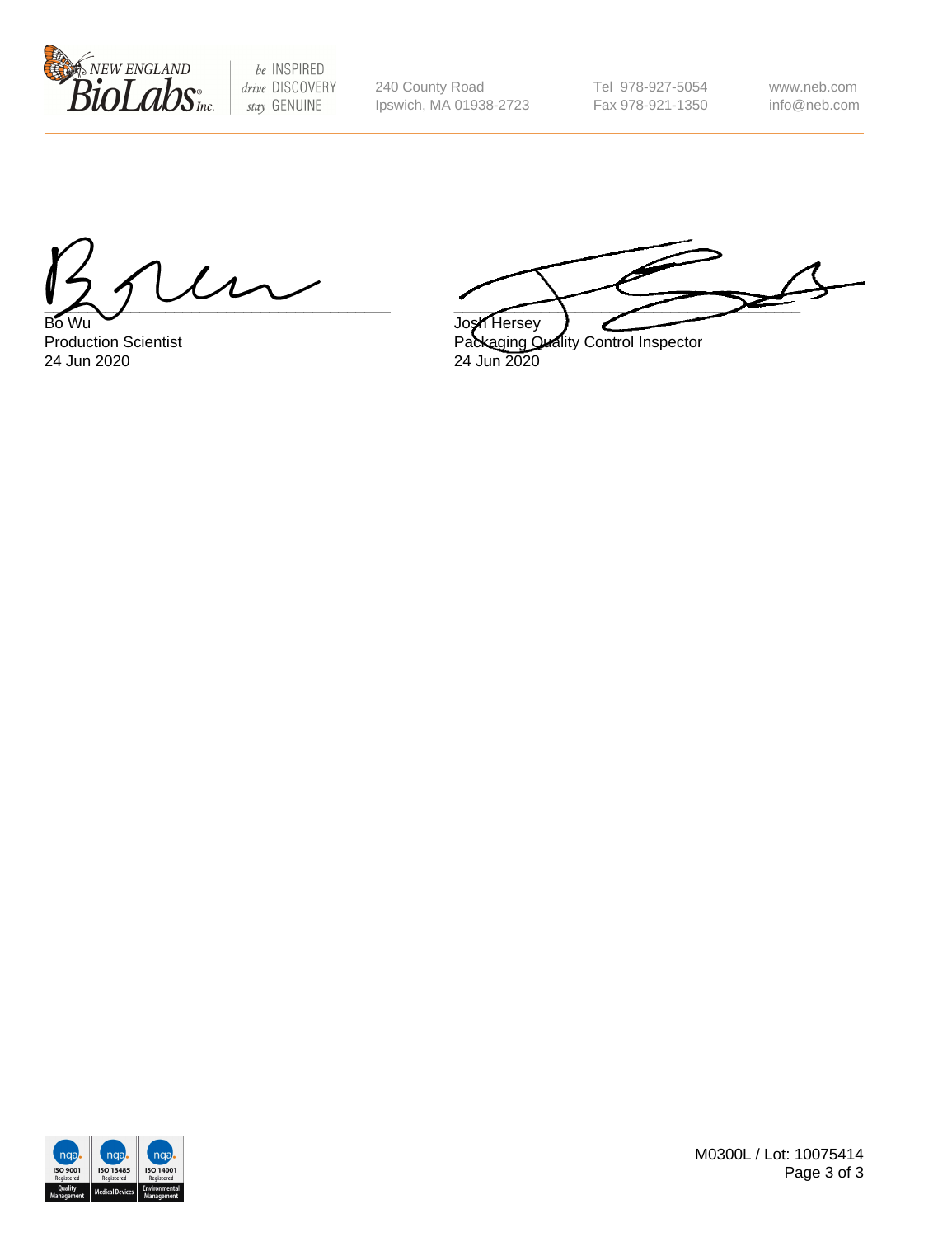Bo Wu
Production Scientist
24 Jun 2020

Josh Hersey
Packaging Quality Control Inspector
24 Jun 2020

M0300L / Lot: 10075414